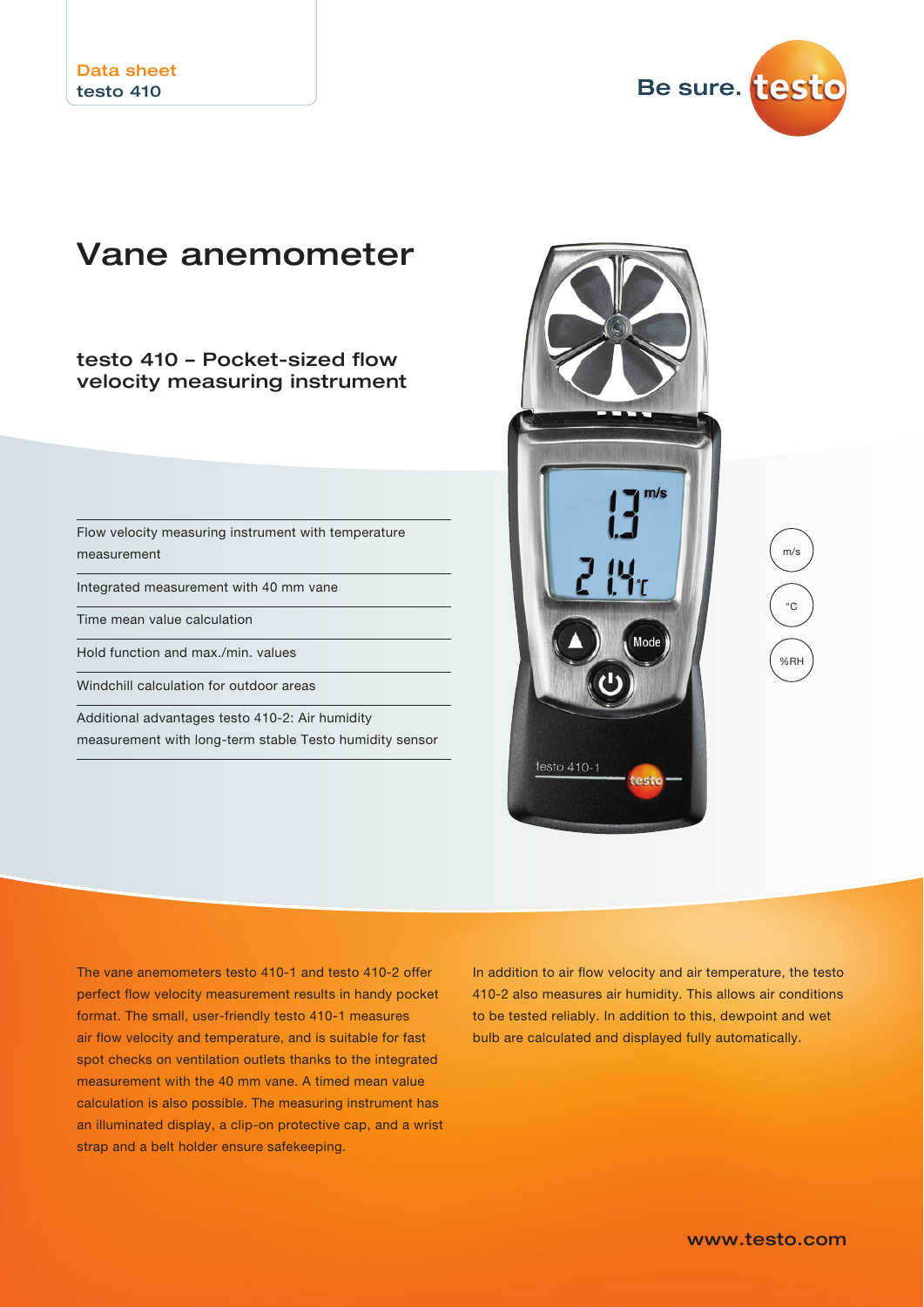Data sheet
testo 410

# Vane anemometer

## testo 410 – Pocket-sized flow velocity measuring instrument

- Flow velocity measuring instrument with temperature measurement
- Integrated measurement with 40 mm vane
- Time mean value calculation
- Hold function and max./min. values
- Windchill calculation for outdoor areas
- Additional advantages testo 410-2: Air humidity measurement with long-term stable Testo humidity sensor

m/s

°C

%RH

The vane anemometers testo 410-1 and testo 410-2 offer perfect flow velocity measurement results in handy pocket format. The small, user-friendly testo 410-1 measures air flow velocity and temperature, and is suitable for fast spot checks on ventilation outlets thanks to the integrated measurement with the 40 mm vane. A timed mean value calculation is also possible. The measuring instrument has an illuminated display, a clip-on protective cap, and a wrist strap and a belt holder ensure safekeeping.

In addition to air flow velocity and air temperature, the testo 410-2 also measures air humidity. This allows air conditions to be tested reliably. In addition to this, dewpoint and wet bulb are calculated and displayed fully automatically.

www.testo.com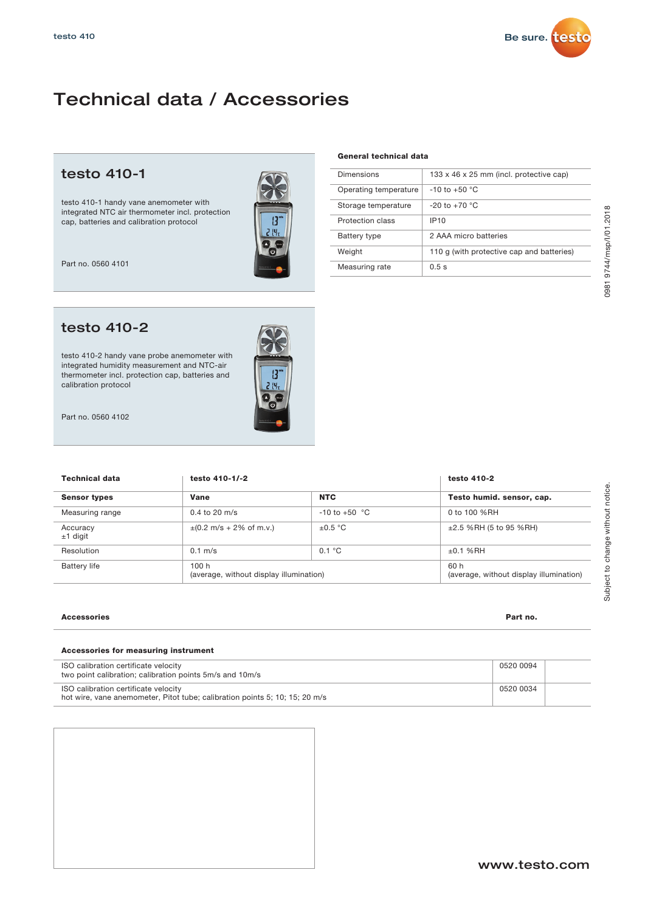# Technical data / Accessories

## testo 410-1

testo 410-1 handy vane anemometer with integrated NTC air thermometer incl. protection cap, batteries and calibration protocol

Part no. 0560 4101

## testo 410-2

testo 410-2 handy vane probe anemometer with integrated humidity measurement and NTC-air thermometer incl. protection cap, batteries and calibration protocol

Part no. 0560 4102

**General technical data**

| | |
|---|---|
| Dimensions | 133 x 46 x 25 mm (incl. protective cap) |
| Operating temperature | -10 to +50 °C |
| Storage temperature | -20 to +70 °C |
| Protection class | IP10 |
| Battery type | 2 AAA micro batteries |
| Weight | 110 g (with protective cap and batteries) |
| Measuring rate | 0.5 s |

| **Technical data** | **testo 410-1/-2** | | **testo 410-2** |
|---|---|---|---|
| **Sensor types** | **Vane** | **NTC** | **Testo humid. sensor, cap.** |
| Measuring range | 0.4 to 20 m/s | -10 to +50 °C | 0 to 100 %RH |
| Accuracy ±1 digit | ±(0.2 m/s + 2% of m.v.) | ±0.5 °C | ±2.5 %RH (5 to 95 %RH) |
| Resolution | 0.1 m/s | 0.1 °C | ±0.1 %RH |
| Battery life | 100 h (average, without display illumination) | | 60 h (average, without display illumination) |

| **Accessories** | **Part no.** |
|---|---|
| **Accessories for measuring instrument** | |
| ISO calibration certificate velocity two point calibration; calibration points 5m/s and 10m/s | 0520 0094 |
| ISO calibration certificate velocity hot wire, vane anemometer, Pitot tube; calibration points 5; 10; 15; 20 m/s | 0520 0034 |

0981 9744/msp/I/01.2018

Subject to change without notice.

www.testo.com